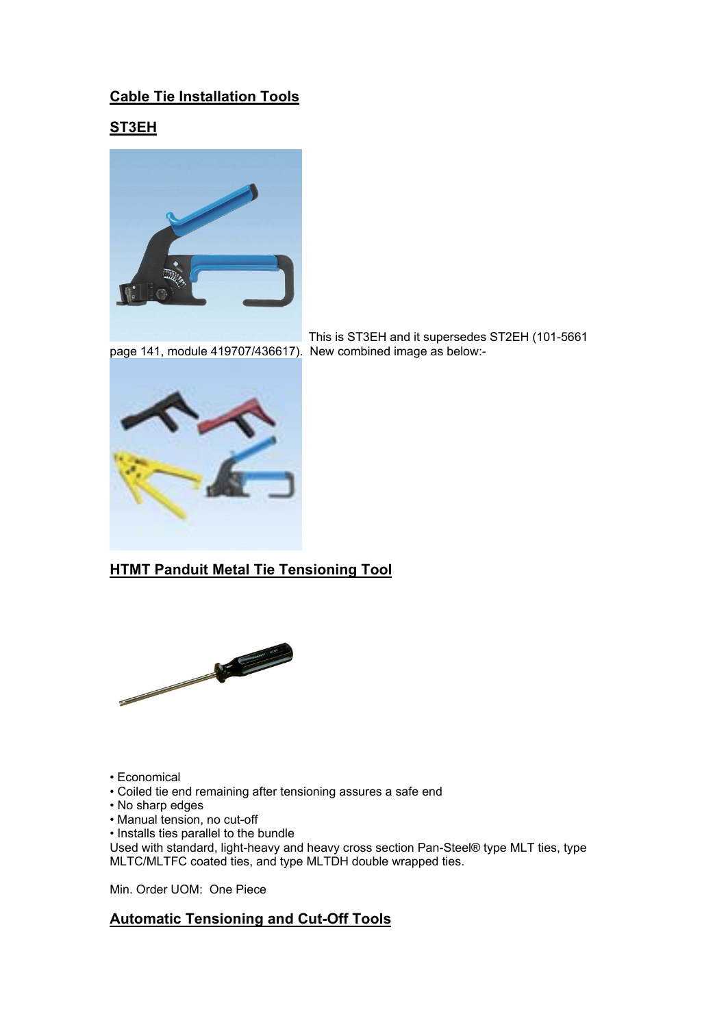## Cable Tie Installation Tools

### ST3EH

This is ST3EH and it supersedes ST2EH (101-5661 page 141, module 419707/436617). New combined image as below:-

### HTMT Panduit Metal Tie Tensioning Tool

- Economical
- Coiled tie end remaining after tensioning assures a safe end
- No sharp edges
- Manual tension, no cut-off
- Installs ties parallel to the bundle

Used with standard, light-heavy and heavy cross section Pan-Steel® type MLT ties, type MLTC/MLTFC coated ties, and type MLTDH double wrapped ties.

Min. Order UOM: One Piece

### Automatic Tensioning and Cut-Off Tools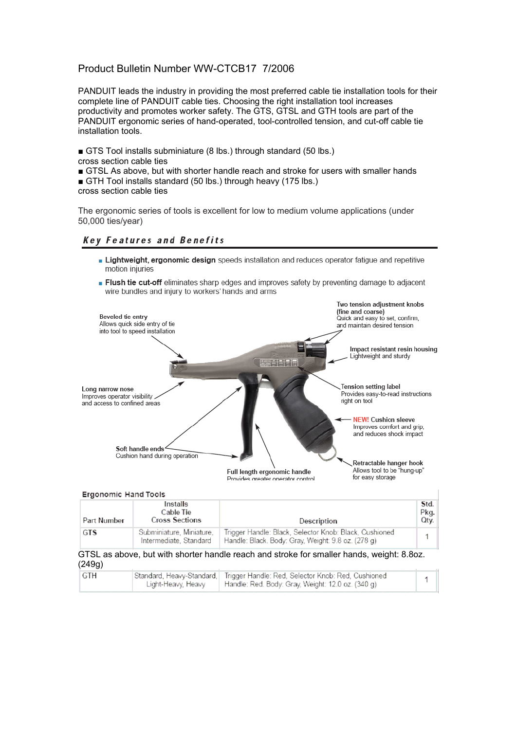Product Bulletin Number WW-CTCB17 7/2006

PANDUIT leads the industry in providing the most preferred cable tie installation tools for their complete line of PANDUIT cable ties. Choosing the right installation tool increases productivity and promotes worker safety. The GTS, GTSL and GTH tools are part of the PANDUIT ergonomic series of hand-operated, tool-controlled tension, and cut-off cable tie installation tools.

- GTS Tool installs subminiature (8 lbs.) through standard (50 lbs.) cross section cable ties
- GTSL As above, but with shorter handle reach and stroke for users with smaller hands
- GTH Tool installs standard (50 lbs.) through heavy (175 lbs.) cross section cable ties

The ergonomic series of tools is excellent for low to medium volume applications (under 50,000 ties/year)

## *Key Features and Benefits*

- **Lightweight, ergonomic design** speeds installation and reduces operator fatigue and repetitive motion injuries
- **Flush tie cut-off** eliminates sharp edges and improves safety by preventing damage to adjacent wire bundles and injury to workers' hands and arms

**Beveled tie entry**
Allows quick side entry of tie into tool to speed installation

**Two tension adjustment knobs (fine and coarse)**
Quick and easy to set, confirm, and maintain desired tension

**Impact resistant resin housing**
Lightweight and sturdy

**Long narrow nose**
Improves operator visibility and access to confined areas

**Tension setting label**
Provides easy-to-read instructions right on tool

**NEW! Cushion sleeve**
Improves comfort and grip, and reduces shock impact

**Soft handle ends**
Cushion hand during operation

**Retractable hanger hook**
Allows tool to be "hung-up" for easy storage

**Full length ergonomic handle**
Provides greater operator control

**Ergonomic Hand Tools**

| Part Number | Installs Cable Tie Cross Sections | Description | Std. Pkg. Qty. |
|---|---|---|---|
| GTS | Subminiature, Miniature, Intermediate, Standard | Trigger Handle: Black, Selector Knob: Black, Cushioned Handle: Black, Body: Gray, Weight: 9.8 oz. (278 g) | 1 |

GTSL as above, but with shorter handle reach and stroke for smaller hands, weight: 8.8oz. (249g)

| | | | |
|---|---|---|---|
| GTH | Standard, Heavy-Standard, Light-Heavy, Heavy | Trigger Handle: Red, Selector Knob: Red, Cushioned Handle: Red, Body: Gray, Weight: 12.0 oz. (340 g) | 1 |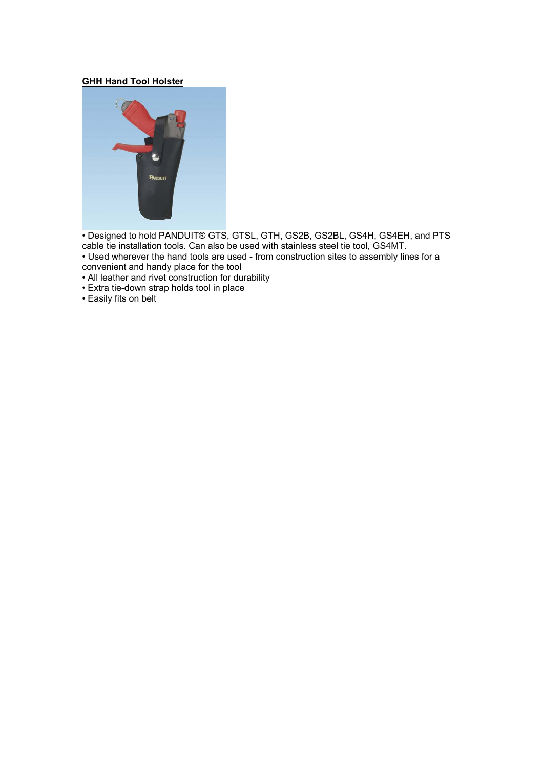**GHH Hand Tool Holster**

- Designed to hold PANDUIT® GTS, GTSL, GTH, GS2B, GS2BL, GS4H, GS4EH, and PTS cable tie installation tools. Can also be used with stainless steel tie tool, GS4MT.
- Used wherever the hand tools are used - from construction sites to assembly lines for a convenient and handy place for the tool
- All leather and rivet construction for durability
- Extra tie-down strap holds tool in place
- Easily fits on belt